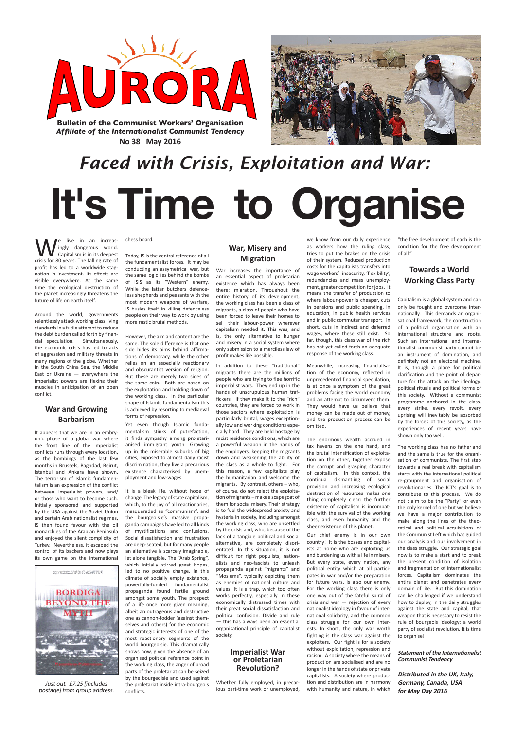# AURORA

**Bulletin of the Communist Workers' Organisation**
***Affiliate of the Internationalist Communist Tendency***
**No 38 May 2016**

## *Faced with Crisis, Exploitation and War:*

# It's Time to Organise

We live in an increasingly dangerous world. Capitalism is in its deepest crisis for 80 years. The falling rate of profit has led to a worldwide stagnation in investment. Its effects are visible everywhere. At the same time the ecological destruction of the planet increasingly threatens the future of life on earth itself.

Around the world, governments relentlessly attack working class living standards in a futile attempt to reduce the debt burden called forth by financial speculation. Simultaneously, the economic crisis has led to acts of aggression and military threats in many regions of the globe. Whether in the South China Sea, the Middle East or Ukraine — everywhere the imperialist powers are flexing their muscles in anticipation of an open conflict.

### War and Growing Barbarism

It appears that we are in an embryonic phase of a global war where the front line of the imperialist conflicts runs through every location, as the bombings of the last few months in Brussels, Baghdad, Beirut, Istanbul and Ankara have shown. The terrorism of Islamic fundamentalism is an expression of the conflict between imperialist powers, and/or those who want to become such. Initially sponsored and supported by the USA against the Soviet Union and certain Arab nationalist regimes, IS then found favour with the oil monarchies of the Arabian Peninsula and enjoyed the silent complicity of Turkey. Nevertheless, it escaped the control of its backers and now plays its own game on the international chess board.

Today, IS is the central reference of all the fundamentalist forces. It may be conducting an assymetrical war, but the same logic lies behind the bombs of ISIS as its "Western" enemy. While the latter butchers defenceless shepherds and peasants with the most modern weapons of warfare, IS busies itself in killing defenceless people on their way to work by using more rustic brutal methods.

However, the aim and content are the same. The sole difference is that one side hides its aims behind affirmations of democracy, while the other relies on an especially reactionary and obscurantist version of religion. But these are merely two sides of the same coin. Both are based on the exploitation and holding down of the working class. In the particular shape of Islamic fundamentalism this is achieved by resorting to mediaeval forms of repression.

Yet even though Islamic fundamentalism stinks of putrefaction, it finds sympathy among proletarianised immigrant youth. Growing up in the miserable suburbs of big cities, exposed to almost daily racist discrimination, they live a precarious existence characterised by unemployment and low-wages.

It is a bleak life, without hope of change. The legacy of state capitalism, which, to the joy of all reactionaries, masqueraded as "communism", and the bourgeoisie's massive propaganda campaigns have led to all kinds of mystifications and confusions. Social dissatisfaction and frustration are deep-seated, but for many people an alternative is scarcely imaginable, let alone tangible. The "Arab Spring", which initially stirred great hopes, led to no positive change. In this climate of socially empty existence, powerfully-funded fundamentalist propaganda found fertile ground amongst some youth. The prospect of a life once more given meaning, albeit an outrageous and destructive one as cannon-fodder (against themselves and others) for the economic and strategic interests of one of the most reactionary segments of the world bourgeoisie. This dramatically shows how, given the absence of an organised political reference point in the working class, the anger of broad parts of the proletariat can be seized by the bourgeoisie and used against the proletariat inside intra-bourgeois conflicts.

ONORATO DAMEN

BORDIGA BEYOND THE MYTH

*Just out. £7.25 [includes postage] from group address.*

### War, Misery and Migration

War increases the importance of an essential aspect of proletarian existence which has always been there: migration. Throughout the entire history of its development, the working class has been a class of migrants, a class of people who have been forced to leave their homes to sell their labour-power wherever capitalism needed it. This was, and is, the only alternative to hunger and misery in a social system where only submission to a merciless law of profit makes life possible.

In addition to these "traditional" migrants there are the millions of people who are trying to flee horrific imperialist wars. They end up in the hands of unscrupulous human traffickers. If they make it to the "rich" countries, they are forced to work in those sectors where exploitation is particularly brutal, wages exceptionally low and working conditions especially hard. They are held hostage by racist residence conditions, which are a powerful weapon in the hands of the employers, keeping the migrants down and weakening the ability of the class as a whole to fight. For this reason, a few capitalists play the humanitarian and welcome the migrants. By contrast, others – who, of course, do not reject the exploitation of migrants – make a scapegoat of them for social misery. Their strategy is to fuel the widespread anxiety and hysteria in society, including amongst the working class, who are unsettled by the crisis and, who, because of the lack of a tangible political and social alternative, are completely disorientated. In this situation, it is not difficult for right populists, nationalists and neo-fascists to unleash propaganda against "migrants" and "Moslems", typically depicting them as enemies of national culture and values. It is a trap, which too often works perfectly, especially in these economically distressed times with their great social dissatisfaction and political confusion. Divide and rule — this has always been an essential organisational principle of capitalist society.

### Imperialist War or Proletarian Revolution?

Whether fully employed, in precarious part-time work or unemployed, we know from our daily experience as workers how the ruling class, tries to put the brakes on the crisis of their system. Reduced production costs for the capitalists transfers into wage workers' insecurity, 'flexibility', redundancies and mass unemployment, greater competition for jobs. It means the transfer of production to where labour-power is cheaper, cuts in pensions and public spending, in education, in public health services and in public commuter transport. In short, cuts in indirect and deferred wages, where these still exist. So far, though, this class war of the rich has not yet called forth an adequate response of the working class.

Meanwhile, increasing financialisation of the economy, reflected in unprecedented financial speculation, is at once a symptom of the great problems facing the world economy and an attempt to circumvent them. They would have us believe that money can be made out of money, and the production process can be omitted.

The enormous wealth accrued in tax havens on the one hand, and the brutal intensification of exploitation on the other, together expose the corrupt and grasping character of capitalism. In this context, the continual dismantling of social provision and increasing ecological destruction of resources makes one thing completely clear: the further existence of capitalism is incompatible with the survival of the working class, and even humanity and the sheer existence of this planet.

Our chief enemy is in our own country! It is the bosses and capitalists at home who are exploiting us and burdening us with a life in misery. But every state, every nation, any political entity which at all participates in war and/or the preparation for future wars, is also our enemy. For the working class there is only one way out of the fateful spiral of crisis and war — rejection of every nationalist ideology in favour of international solidarity, and the common class struggle for our own interests. In short, the only war worth fighting is the class war against the exploiters. Our fight is for a society without exploitation, repression and racism. A society where the means of production are socialised and are no longer in the hands of state or private capitalists. A society where production and distribution are in harmony with humanity and nature, in which "the free development of each is the condition for the free development of all."

### Towards a World Working Class Party

Capitalism is a global system and can only be fought and overcome internationally. This demands an organisational framework, the construction of a political organisation with an international structure and roots. Such an international and internationalist communist party cannot be an instrument of domination, and definitely not an electoral machine. It is, though a place for political clarification and the point of departure for the attack on the ideology, political rituals and political forms of this society. Without a communist programme anchored in the class, every strike, every revolt, every uprising will inevitably be absorbed by the forces of this society, as the experiences of recent years have shown only too well.

The working class has no fatherland and the same is true for the organisation of communists. The first step towards a real break with capitalism starts with the international political re-groupment and organisation of revolutionaries. The ICT's goal is to contribute to this process. We do not claim to be the "Party" or even the only kernel of one but we believe we have a major contribution to make along the lines of the theoretical and political acquisitions of the Communist Left which has guided our analysis and our involvement in the class struggle. Our strategic goal now is to make a start and to break the present condition of isolation and fragmentation of internationalist forces. Capitalism dominates the entire planet and penetrates every domain of life. But this domination can be challenged if we understand how to deploy, in the daily struggles against the state and capital, that weapon that is necessary to resist the rule of bourgeois ideology: a world party of socialist revolution. It is time to organise!

***Statement of the Internationalist Communist Tendency***

***Distributed in the UK, Italy, Germany, Canada, USA for May Day 2016***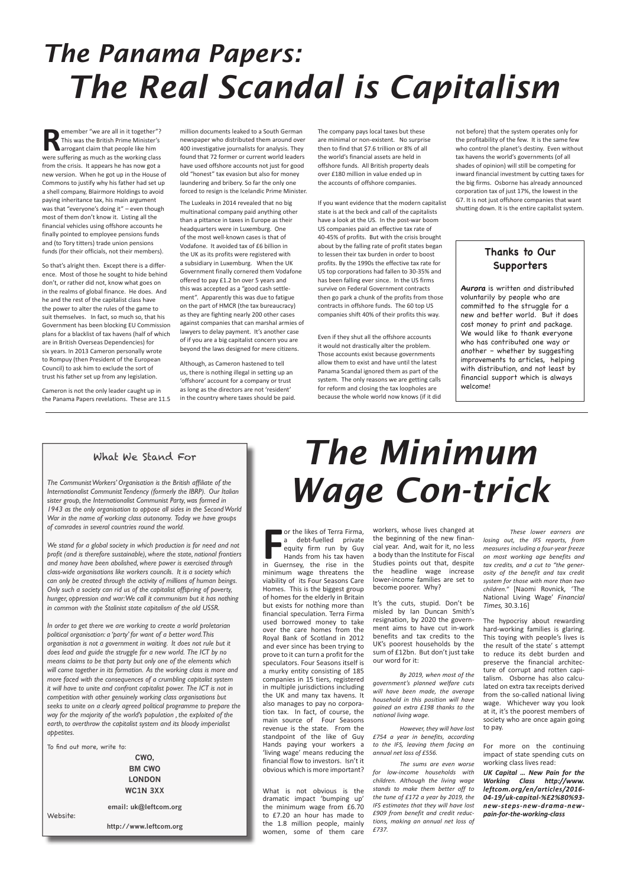# The Panama Papers: The Real Scandal is Capitalism

Remember "we are all in it together"? This was the British Prime Minister's arrogant claim that people like him were suffering as much as the working class from the crisis. It appears he has now got a new version. When he got up in the House of Commons to justify why his father had set up a shell company, Blairmore Holdings to avoid paying inheritance tax, his main argument was that "everyone's doing it" – even though most of them don't know it. Listing all the financial vehicles using offshore accounts he finally pointed to employee pensions funds and (to Tory titters) trade union pensions funds (for their officials, not their members).

So that's alright then. Except there is a difference. Most of those he sought to hide behind don't, or rather did not, know what goes on in the realms of global finance. He does. And he and the rest of the capitalist class have the power to alter the rules of the game to suit themselves. In fact, so much so, that his Government has been blocking EU Commission plans for a blacklist of tax havens (half of which are in British Overseas Dependencies) for six years. In 2013 Cameron personally wrote to Rompuy (then President of the European Council) to ask him to exclude the sort of trust his father set up from any legislation.

Cameron is not the only leader caught up in the Panama Papers revelations. These are 11.5 million documents leaked to a South German newspaper who distributed them around over 400 investigative journalists for analysis. They found that 72 former or current world leaders have used offshore accounts not just for good old "honest" tax evasion but also for money laundering and bribery. So far the only one forced to resign is the Icelandic Prime Minister.

The Luxleaks in 2014 revealed that no big multinational company paid anything other than a pittance in taxes in Europe as their headquarters were in Luxemburg. One of the most well-known cases is that of Vodafone. It avoided tax of £6 billion in the UK as its profits were registered with a subsidiary in Luxemburg. When the UK Government finally cornered them Vodafone offered to pay £1.2 bn over 5 years and this was accepted as a "good cash settlement". Apparently this was due to fatigue on the part of HMCR (the tax bureaucracy) as they are fighting nearly 200 other cases against companies that can marshal armies of lawyers to delay payment. It's another case of if you are a big capitalist concern you are beyond the laws designed for mere citizens.

Although, as Cameron hastened to tell us, there is nothing illegal in setting up an 'offshore' account for a company or trust as long as the directors are not 'resident' in the country where taxes should be paid. The company pays local taxes but these are minimal or non-existent. No surprise then to find that $7.6 trillion or 8% of all the world's financial assets are held in offshore funds. All British property deals over £180 million in value ended up in the accounts of offshore companies.

If you want evidence that the modern capitalist state is at the beck and call of the capitalists have a look at the US. In the post-war boom US companies paid an effective tax rate of 40-45% of profits. But with the crisis brought about by the falling rate of profit states began to lessen their tax burden in order to boost profits. By the 1990s the effective tax rate for US top corporations had fallen to 30-35% and has been falling ever since. In the US firms survive on Federal Government contracts then go park a chunk of the profits from those contracts in offshore funds. The 60 top US companies shift 40% of their profits this way.

Even if they shut all the offshore accounts it would not drastically alter the problem. Those accounts exist because governments allow them to exist and have until the latest Panama Scandal ignored them as part of the system. The only reasons we are getting calls for reform and closing the tax loopholes are because the whole world now knows (if it did not before) that the system operates only for the profitability of the few. It is the same few who control the planet's destiny. Even without tax havens the world's governments (of all shades of opinion) will still be competing for inward financial investment by cutting taxes for the big firms. Osborne has already announced corporation tax of just 17%, the lowest in the G7. It is not just offshore companies that want shutting down. It is the entire capitalist system.

## Thanks to Our Supporters

***Aurora*** is written and distributed voluntarily by people who are committed to the struggle for a new and better world. But it does cost money to print and package. We would like to thank everyone who has contributed one way or another – whether by suggesting improvements to articles, helping with distribution, and not least by financial support which is always welcome!

## What We Stand For

*The Communist Workers' Organisation is the British affiliate of the Internationalist Communist Tendency (formerly the IBRP). Our Italian sister group, the Internationalist Communist Party, was formed in 1943 as the only organisation to oppose all sides in the Second World War in the name of working class autonomy. Today we have groups of comrades in several countries round the world.*

*We stand for a global society in which production is for need and not profit (and is therefore sustainable), where the state, national frontiers and money have been abolished, where power is exercised through class-wide organisations like workers councils. It is a society which can only be created through the activity of millions of human beings. Only such a society can rid us of the capitalist offspring of poverty, hunger, oppression and war: We call it communism but it has nothing in common with the Stalinist state capitalism of the old USSR.*

*In order to get there we are working to create a world proletarian political organisation: a 'party' for want of a better word. This organisation is not a government in waiting. It does not rule but it does lead and guide the struggle for a new world. The ICT by no means claims to be that party but only one of the elements which will come together in its formation. As the working class is more and more faced with the consequences of a crumbling capitalist system it will have to unite and confront capitalist power. The ICT is not in competition with other genuinely working class organisations but seeks to unite on a clearly agreed political programme to prepare the way for the majority of the world's population , the exploited of the earth, to overthrow the capitalist system and its bloody imperialist appetites.*

To find out more, write to:

**CWO,**
**BM CWO**
**LONDON**
**WC1N 3XX**

**email: uk@leftcom.org**

Website:

**http://www.leftcom.org**

# The Minimum Wage Con-trick

For the likes of Terra Firma, a debt-fuelled private equity firm run by Guy Hands from his tax haven in Guernsey, the rise in the minimum wage threatens the viability of its Four Seasons Care Homes. This is the biggest group of homes for the elderly in Britain but exists for nothing more than financial speculation. Terra Firma used borrowed money to take over the care homes from the Royal Bank of Scotland in 2012 and ever since has been trying to prove to it can turn a profit for the speculators. Four Seasons itself is a murky entity consisting of 185 companies in 15 tiers, registered in multiple jurisdictions including the UK and many tax havens. It also manages to pay no corporation tax. In fact, of course, the main source of Four Seasons revenue is the state. From the standpoint of the like of Guy Hands paying your workers a 'living wage' means reducing the financial flow to investors. Isn't it obvious which is more important?

What is not obvious is the dramatic impact 'bumping up' the minimum wage from £6.70 to £7.20 an hour has made to the 1.8 million people, mainly women, some of them care workers, whose lives changed at the beginning of the new financial year. And, wait for it, no less a body than the Institute for Fiscal Studies points out that, despite the headline wage increase lower-income families are set to become poorer. Why?

It's the cuts, stupid. Don't be misled by Ian Duncan Smith's resignation, by 2020 the government aims to have cut in-work benefits and tax credits to the UK's poorest households by the sum of £12bn. But don't just take our word for it:

> *By 2019, when most of the government's planned welfare cuts will have been made, the average household in this position will have gained an extra £198 thanks to the national living wage.*
>
> *However, they will have lost £754 a year in benefits, according to the IFS, leaving them facing an annual net loss of £556.*
>
> *The sums are even worse for low-income households with children. Although the living wage stands to make them better off to the tune of £172 a year by 2019, the IFS estimates that they will have lost £909 from benefit and credit reductions, making an annual net loss of £737.*
>
> *These lower earners are losing out, the IFS reports, from measures including a four-year freeze on most working age benefits and tax credits, and a cut to "the generosity of the benefit and tax credit system for those with more than two children."* [Naomi Rovnick, 'The National Living Wage' *Financial Times,* 30.3.16]

The hypocrisy about rewarding hard-working families is glaring. This toying with people's lives is the result of the state' s attempt to reduce its debt burden and preserve the financial architecture of corrupt and rotten capitalism. Osborne has also calculated on extra tax receipts derived from the so-called national living wage. Whichever way you look at it, it's the poorest members of society who are once again going to pay.

For more on the continuing impact of state spending cuts on working class lives read:

***UK Capital … New Pain for the Working Class http://www.leftcom.org/en/articles/2016-04-19/uk-capital-%E2%80%93-new-steps-new-drama-new-pain-for-the-working-class***